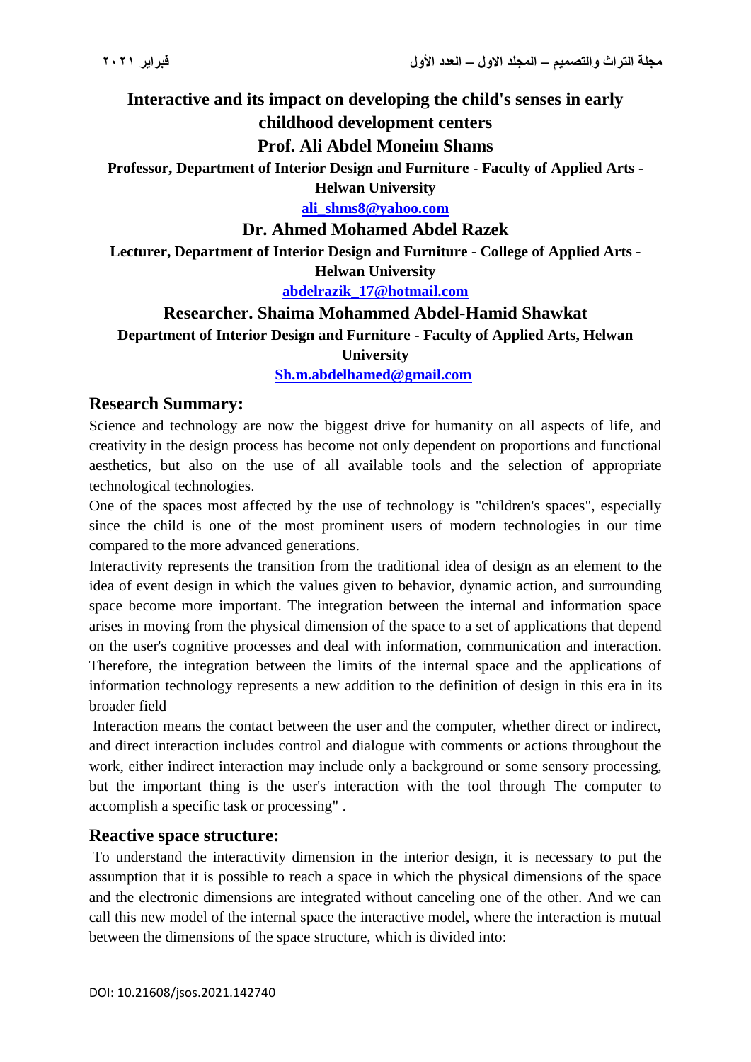# Interactive and its impact on developing the child's senses in early childhood development centers

**Prof. Ali Abdel Moneim Shams**

**Professor, Department of Interior Design and Furniture - Faculty of Applied Arts - Helwan University**

**ali_shms8@yahoo.com**

**Dr. Ahmed Mohamed Abdel Razek**

**Lecturer, Department of Interior Design and Furniture - College of Applied Arts - Helwan University**

**abdelrazik_17@hotmail.com**

**Researcher. Shaima Mohammed Abdel-Hamid Shawkat**

**Department of Interior Design and Furniture - Faculty of Applied Arts, Helwan University**

**Sh.m.abdelhamed@gmail.com**

## Research Summary:

Science and technology are now the biggest drive for humanity on all aspects of life, and creativity in the design process has become not only dependent on proportions and functional aesthetics, but also on the use of all available tools and the selection of appropriate technological technologies.

One of the spaces most affected by the use of technology is "children's spaces", especially since the child is one of the most prominent users of modern technologies in our time compared to the more advanced generations.

Interactivity represents the transition from the traditional idea of design as an element to the idea of event design in which the values given to behavior, dynamic action, and surrounding space become more important. The integration between the internal and information space arises in moving from the physical dimension of the space to a set of applications that depend on the user's cognitive processes and deal with information, communication and interaction. Therefore, the integration between the limits of the internal space and the applications of information technology represents a new addition to the definition of design in this era in its broader field

Interaction means the contact between the user and the computer, whether direct or indirect, and direct interaction includes control and dialogue with comments or actions throughout the work, either indirect interaction may include only a background or some sensory processing, but the important thing is the user's interaction with the tool through The computer to accomplish a specific task or processing" .

## Reactive space structure:

To understand the interactivity dimension in the interior design, it is necessary to put the assumption that it is possible to reach a space in which the physical dimensions of the space and the electronic dimensions are integrated without canceling one of the other. And we can call this new model of the internal space the interactive model, where the interaction is mutual between the dimensions of the space structure, which is divided into: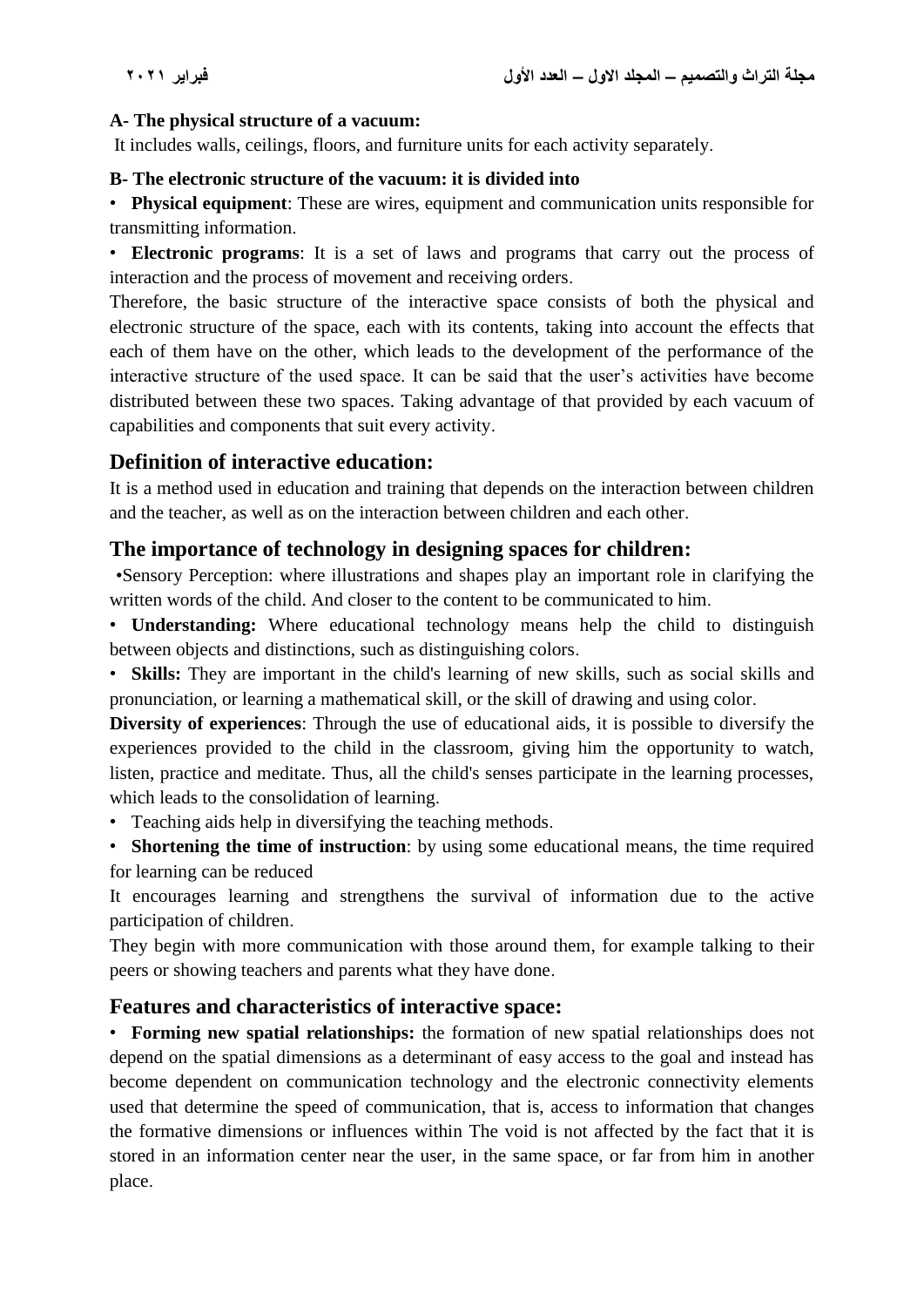**A- The physical structure of a vacuum:**

It includes walls, ceilings, floors, and furniture units for each activity separately.

**B- The electronic structure of the vacuum: it is divided into**

- **Physical equipment**: These are wires, equipment and communication units responsible for transmitting information.
- **Electronic programs**: It is a set of laws and programs that carry out the process of interaction and the process of movement and receiving orders.

Therefore, the basic structure of the interactive space consists of both the physical and electronic structure of the space, each with its contents, taking into account the effects that each of them have on the other, which leads to the development of the performance of the interactive structure of the used space. It can be said that the user's activities have become distributed between these two spaces. Taking advantage of that provided by each vacuum of capabilities and components that suit every activity.

## Definition of interactive education:

It is a method used in education and training that depends on the interaction between children and the teacher, as well as on the interaction between children and each other.

## The importance of technology in designing spaces for children:

- Sensory Perception: where illustrations and shapes play an important role in clarifying the written words of the child. And closer to the content to be communicated to him.
- **Understanding:** Where educational technology means help the child to distinguish between objects and distinctions, such as distinguishing colors.
- **Skills:** They are important in the child's learning of new skills, such as social skills and pronunciation, or learning a mathematical skill, or the skill of drawing and using color.

**Diversity of experiences**: Through the use of educational aids, it is possible to diversify the experiences provided to the child in the classroom, giving him the opportunity to watch, listen, practice and meditate. Thus, all the child's senses participate in the learning processes, which leads to the consolidation of learning.

- Teaching aids help in diversifying the teaching methods.
- **Shortening the time of instruction**: by using some educational means, the time required for learning can be reduced

It encourages learning and strengthens the survival of information due to the active participation of children.

They begin with more communication with those around them, for example talking to their peers or showing teachers and parents what they have done.

## Features and characteristics of interactive space:

- **Forming new spatial relationships:** the formation of new spatial relationships does not depend on the spatial dimensions as a determinant of easy access to the goal and instead has become dependent on communication technology and the electronic connectivity elements used that determine the speed of communication, that is, access to information that changes the formative dimensions or influences within The void is not affected by the fact that it is stored in an information center near the user, in the same space, or far from him in another place.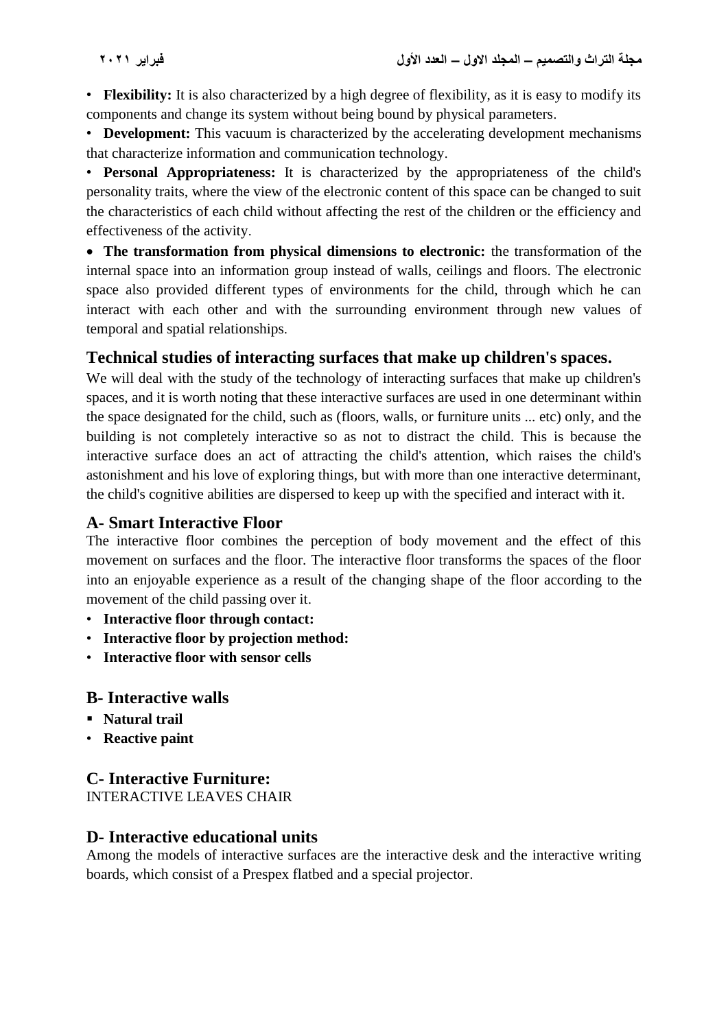- **Flexibility:** It is also characterized by a high degree of flexibility, as it is easy to modify its components and change its system without being bound by physical parameters.
- **Development:** This vacuum is characterized by the accelerating development mechanisms that characterize information and communication technology.
- **Personal Appropriateness:** It is characterized by the appropriateness of the child's personality traits, where the view of the electronic content of this space can be changed to suit the characteristics of each child without affecting the rest of the children or the efficiency and effectiveness of the activity.
- **The transformation from physical dimensions to electronic:** the transformation of the internal space into an information group instead of walls, ceilings and floors. The electronic space also provided different types of environments for the child, through which he can interact with each other and with the surrounding environment through new values of temporal and spatial relationships.

## Technical studies of interacting surfaces that make up children's spaces.

We will deal with the study of the technology of interacting surfaces that make up children's spaces, and it is worth noting that these interactive surfaces are used in one determinant within the space designated for the child, such as (floors, walls, or furniture units ... etc) only, and the building is not completely interactive so as not to distract the child. This is because the interactive surface does an act of attracting the child's attention, which raises the child's astonishment and his love of exploring things, but with more than one interactive determinant, the child's cognitive abilities are dispersed to keep up with the specified and interact with it.

## A- Smart Interactive Floor

The interactive floor combines the perception of body movement and the effect of this movement on surfaces and the floor. The interactive floor transforms the spaces of the floor into an enjoyable experience as a result of the changing shape of the floor according to the movement of the child passing over it.

- **Interactive floor through contact:**
- **Interactive floor by projection method:**
- **Interactive floor with sensor cells**

## B- Interactive walls

- **Natural trail**
- **Reactive paint**

## C- Interactive Furniture:

INTERACTIVE LEAVES CHAIR

## D- Interactive educational units

Among the models of interactive surfaces are the interactive desk and the interactive writing boards, which consist of a Prespex flatbed and a special projector.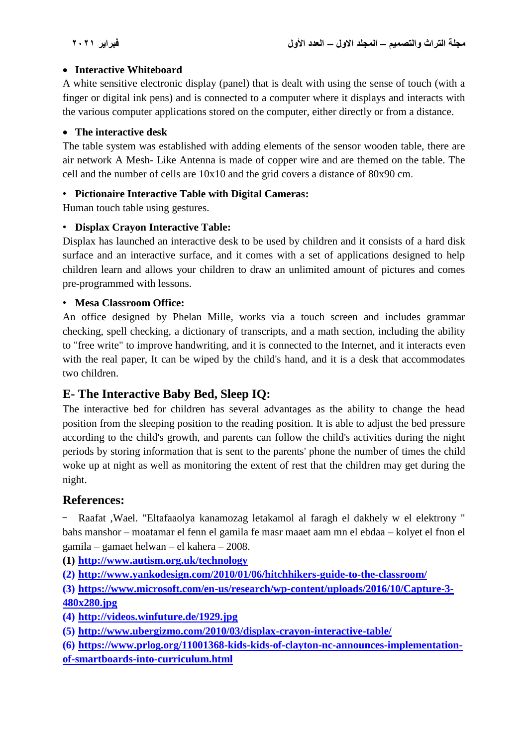- **Interactive Whiteboard**

A white sensitive electronic display (panel) that is dealt with using the sense of touch (with a finger or digital ink pens) and is connected to a computer where it displays and interacts with the various computer applications stored on the computer, either directly or from a distance.

- **The interactive desk**

The table system was established with adding elements of the sensor wooden table, there are air network A Mesh- Like Antenna is made of copper wire and are themed on the table. The cell and the number of cells are 10x10 and the grid covers a distance of 80x90 cm.

- **Pictionaire Interactive Table with Digital Cameras:**

Human touch table using gestures.

- **Displax Crayon Interactive Table:**

Displax has launched an interactive desk to be used by children and it consists of a hard disk surface and an interactive surface, and it comes with a set of applications designed to help children learn and allows your children to draw an unlimited amount of pictures and comes pre-programmed with lessons.

- **Mesa Classroom Office:**

An office designed by Phelan Mille, works via a touch screen and includes grammar checking, spell checking, a dictionary of transcripts, and a math section, including the ability to "free write" to improve handwriting, and it is connected to the Internet, and it interacts even with the real paper, It can be wiped by the child's hand, and it is a desk that accommodates two children.

## E- The Interactive Baby Bed, Sleep IQ:

The interactive bed for children has several advantages as the ability to change the head position from the sleeping position to the reading position. It is able to adjust the bed pressure according to the child's growth, and parents can follow the child's activities during the night periods by storing information that is sent to the parents' phone the number of times the child woke up at night as well as monitoring the extent of rest that the children may get during the night.

## References:

- Raafat ,Wael. "Eltafaaolya kanamozag letakamol al faragh el dakhely w el elektrony " bahs manshor – moatamar el fenn el gamila fe masr maaet aam mn el ebdaa – kolyet el fnon el gamila – gamaet helwan – el kahera – 2008.

**(1)** **http://www.autism.org.uk/technology**

**(2)** **http://www.yankodesign.com/2010/01/06/hitchhikers-guide-to-the-classroom/**

**(3)** **https://www.microsoft.com/en-us/research/wp-content/uploads/2016/10/Capture-3-480x280.jpg**

**(4)** **http://videos.winfuture.de/1929.jpg**

**(5)** **http://www.ubergizmo.com/2010/03/displax-crayon-interactive-table/**

**(6)** **https://www.prlog.org/11001368-kids-kids-of-clayton-nc-announces-implementation-of-smartboards-into-curriculum.html**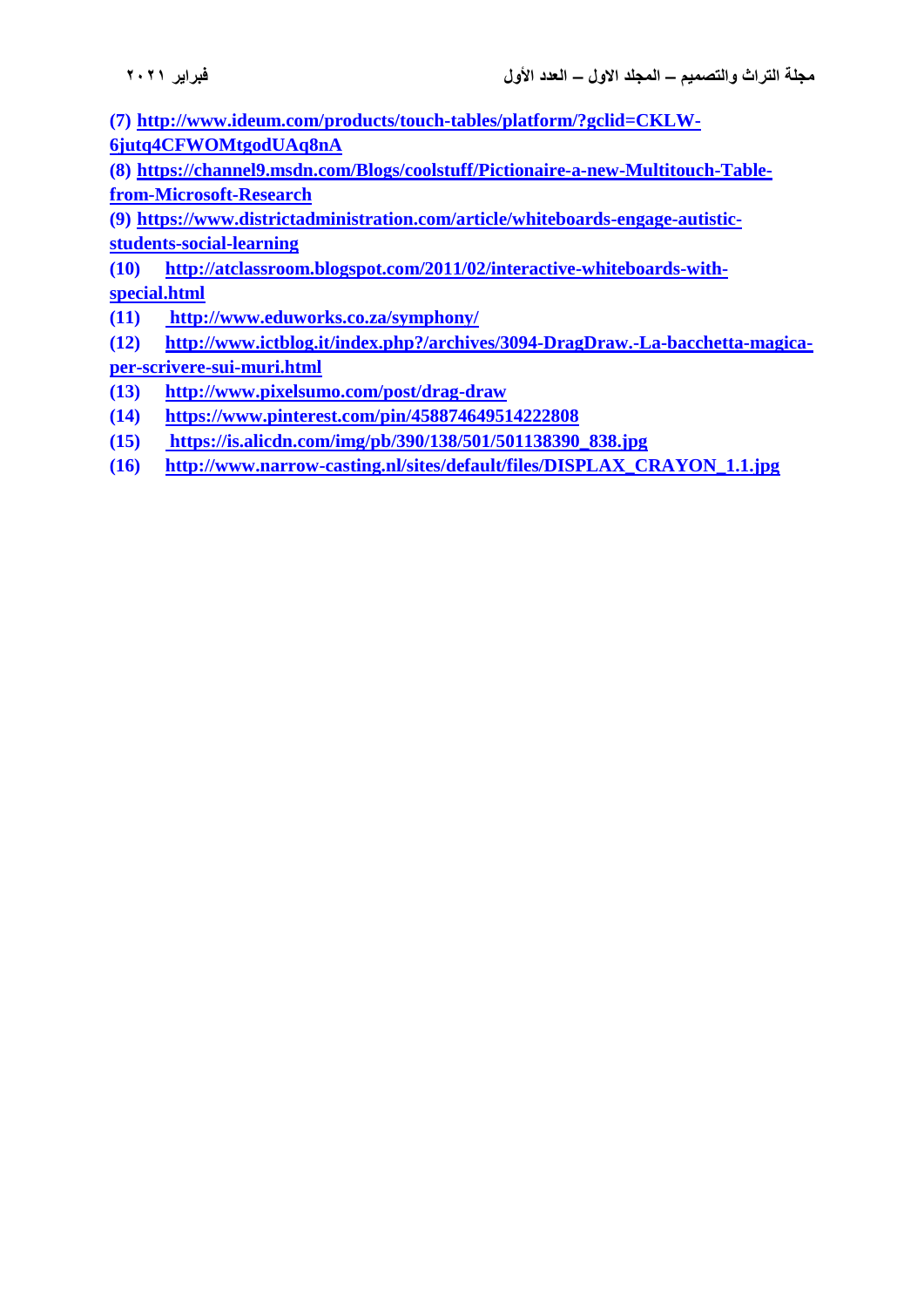**(7) http://www.ideum.com/products/touch-tables/platform/?gclid=CKLW-6jutq4CFWOMtgodUAq8nA**

**(8) https://channel9.msdn.com/Blogs/coolstuff/Pictionaire-a-new-Multitouch-Table-from-Microsoft-Research**

**(9) https://www.districtadministration.com/article/whiteboards-engage-autistic-students-social-learning**

**(10) http://atclassroom.blogspot.com/2011/02/interactive-whiteboards-with-special.html**

**(11) http://www.eduworks.co.za/symphony/**

**(12) http://www.ictblog.it/index.php?/archives/3094-DragDraw.-La-bacchetta-magica-per-scrivere-sui-muri.html**

**(13) http://www.pixelsumo.com/post/drag-draw**

**(14) https://www.pinterest.com/pin/458874649514222808**

**(15) https://is.alicdn.com/img/pb/390/138/501/501138390_838.jpg**

**(16) http://www.narrow-casting.nl/sites/default/files/DISPLAX_CRAYON_1.1.jpg**